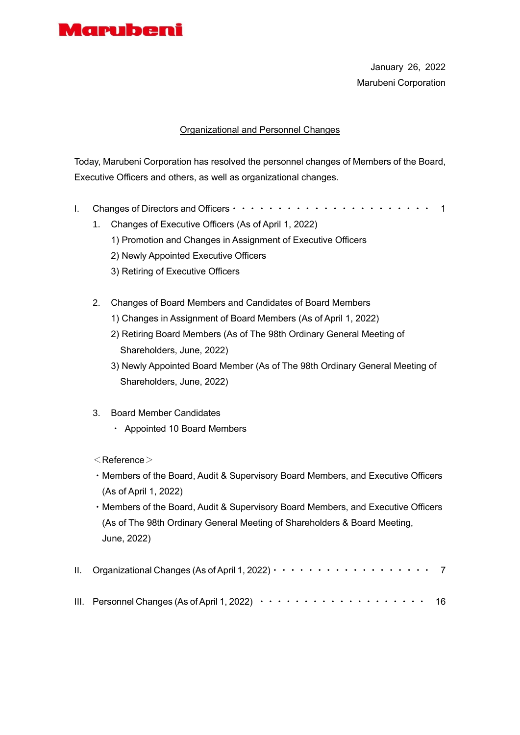Marubeni

January 26, 2022
Marubeni Corporation

## Organizational and Personnel Changes

Today, Marubeni Corporation has resolved the personnel changes of Members of the Board, Executive Officers and others, as well as organizational changes.

I. Changes of Directors and Officers・・・・・・・・・・・・・・・・・・・・・・・ 1

1. Changes of Executive Officers (As of April 1, 2022)
   1) Promotion and Changes in Assignment of Executive Officers
   2) Newly Appointed Executive Officers
   3) Retiring of Executive Officers

2. Changes of Board Members and Candidates of Board Members
   1) Changes in Assignment of Board Members (As of April 1, 2022)
   2) Retiring Board Members (As of The 98th Ordinary General Meeting of Shareholders, June, 2022)
   3) Newly Appointed Board Member (As of The 98th Ordinary General Meeting of Shareholders, June, 2022)

3. Board Member Candidates
   ・ Appointed 10 Board Members

＜Reference＞

・Members of the Board, Audit & Supervisory Board Members, and Executive Officers (As of April 1, 2022)

・Members of the Board, Audit & Supervisory Board Members, and Executive Officers (As of The 98th Ordinary General Meeting of Shareholders & Board Meeting, June, 2022)

II. Organizational Changes (As of April 1, 2022)・・・・・・・・・・・・・・・・・・ 7

III. Personnel Changes (As of April 1, 2022) ・・・・・・・・・・・・・・・・・・・・ 16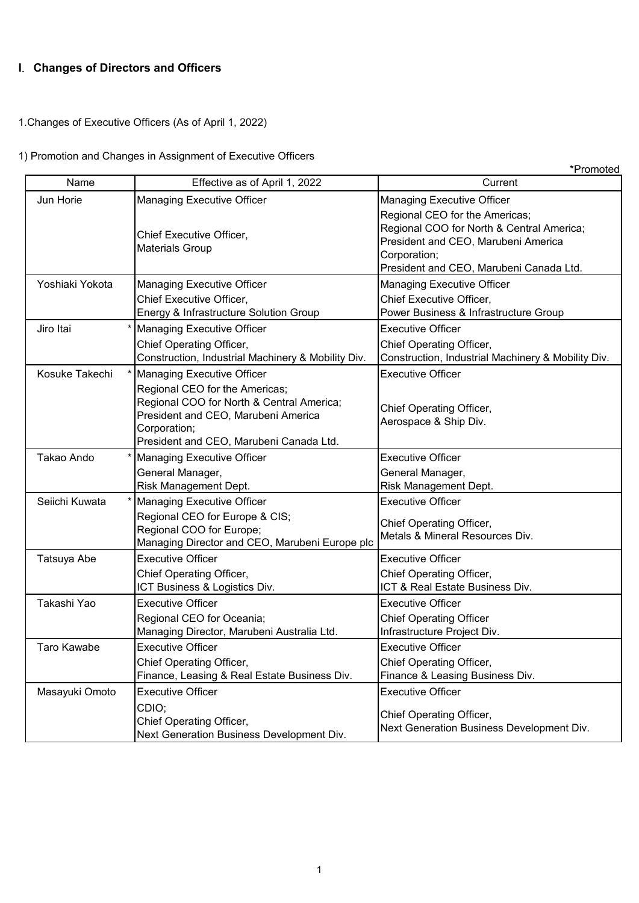## Ⅰ. Changes of Directors and Officers

1.Changes of Executive Officers (As of April 1, 2022)

1) Promotion and Changes in Assignment of Executive Officers

*Promoted

| Name | Effective as of April 1, 2022 | Current |
|---|---|---|
| Jun Horie | Managing Executive Officer<br>Chief Executive Officer,<br>Materials Group | Managing Executive Officer<br>Regional CEO for the Americas;<br>Regional COO for North & Central America;<br>President and CEO, Marubeni America Corporation;<br>President and CEO, Marubeni Canada Ltd. |
| Yoshiaki Yokota | Managing Executive Officer<br>Chief Executive Officer,<br>Energy & Infrastructure Solution Group | Managing Executive Officer<br>Chief Executive Officer,<br>Power Business & Infrastructure Group |
| Jiro Itai * | Managing Executive Officer<br>Chief Operating Officer,<br>Construction, Industrial Machinery & Mobility Div. | Executive Officer<br>Chief Operating Officer,<br>Construction, Industrial Machinery & Mobility Div. |
| Kosuke Takechi * | Managing Executive Officer<br>Regional CEO for the Americas;<br>Regional COO for North & Central America;<br>President and CEO, Marubeni America Corporation;<br>President and CEO, Marubeni Canada Ltd. | Executive Officer<br>Chief Operating Officer,<br>Aerospace & Ship Div. |
| Takao Ando * | Managing Executive Officer<br>General Manager,<br>Risk Management Dept. | Executive Officer<br>General Manager,<br>Risk Management Dept. |
| Seiichi Kuwata * | Managing Executive Officer<br>Regional CEO for Europe & CIS;<br>Regional COO for Europe;<br>Managing Director and CEO, Marubeni Europe plc | Executive Officer<br>Chief Operating Officer,<br>Metals & Mineral Resources Div. |
| Tatsuya Abe | Executive Officer<br>Chief Operating Officer,<br>ICT Business & Logistics Div. | Executive Officer<br>Chief Operating Officer,<br>ICT & Real Estate Business Div. |
| Takashi Yao | Executive Officer<br>Regional CEO for Oceania;<br>Managing Director, Marubeni Australia Ltd. | Executive Officer<br>Chief Operating Officer<br>Infrastructure Project Div. |
| Taro Kawabe | Executive Officer<br>Chief Operating Officer,<br>Finance, Leasing & Real Estate Business Div. | Executive Officer<br>Chief Operating Officer,<br>Finance & Leasing Business Div. |
| Masayuki Omoto | Executive Officer<br>CDIO;<br>Chief Operating Officer,<br>Next Generation Business Development Div. | Executive Officer<br>Chief Operating Officer,<br>Next Generation Business Development Div. |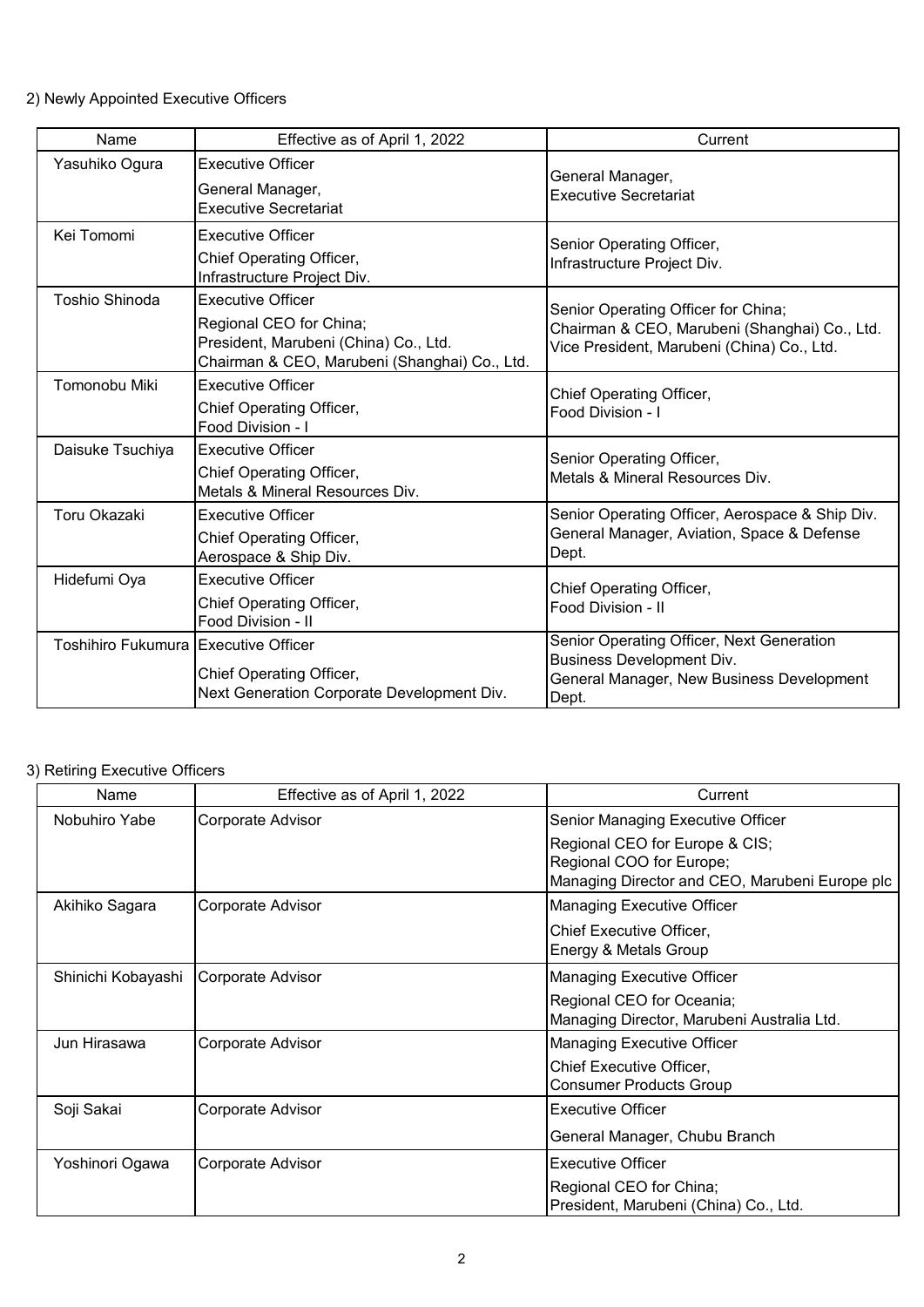2) Newly Appointed Executive Officers

| Name | Effective as of April 1, 2022 | Current |
|---|---|---|
| Yasuhiko Ogura | Executive Officer<br>General Manager,<br>Executive Secretariat | General Manager,<br>Executive Secretariat |
| Kei Tomomi | Executive Officer<br>Chief Operating Officer,<br>Infrastructure Project Div. | Senior Operating Officer,<br>Infrastructure Project Div. |
| Toshio Shinoda | Executive Officer<br>Regional CEO for China;<br>President, Marubeni (China) Co., Ltd.<br>Chairman & CEO, Marubeni (Shanghai) Co., Ltd. | Senior Operating Officer for China;<br>Chairman & CEO, Marubeni (Shanghai) Co., Ltd.<br>Vice President, Marubeni (China) Co., Ltd. |
| Tomonobu Miki | Executive Officer<br>Chief Operating Officer,<br>Food Division - I | Chief Operating Officer,<br>Food Division - I |
| Daisuke Tsuchiya | Executive Officer<br>Chief Operating Officer,<br>Metals & Mineral Resources Div. | Senior Operating Officer,<br>Metals & Mineral Resources Div. |
| Toru Okazaki | Executive Officer<br>Chief Operating Officer,<br>Aerospace & Ship Div. | Senior Operating Officer, Aerospace & Ship Div.<br>General Manager, Aviation, Space & Defense Dept. |
| Hidefumi Oya | Executive Officer<br>Chief Operating Officer,<br>Food Division - II | Chief Operating Officer,<br>Food Division - II |
| Toshihiro Fukumura | Executive Officer<br>Chief Operating Officer,<br>Next Generation Corporate Development Div. | Senior Operating Officer, Next Generation Business Development Div.<br>General Manager, New Business Development Dept. |

3) Retiring Executive Officers

| Name | Effective as of April 1, 2022 | Current |
|---|---|---|
| Nobuhiro Yabe | Corporate Advisor | Senior Managing Executive Officer<br>Regional CEO for Europe & CIS;<br>Regional COO for Europe;<br>Managing Director and CEO, Marubeni Europe plc |
| Akihiko Sagara | Corporate Advisor | Managing Executive Officer<br>Chief Executive Officer,<br>Energy & Metals Group |
| Shinichi Kobayashi | Corporate Advisor | Managing Executive Officer<br>Regional CEO for Oceania;<br>Managing Director, Marubeni Australia Ltd. |
| Jun Hirasawa | Corporate Advisor | Managing Executive Officer<br>Chief Executive Officer,<br>Consumer Products Group |
| Soji Sakai | Corporate Advisor | Executive Officer<br>General Manager, Chubu Branch |
| Yoshinori Ogawa | Corporate Advisor | Executive Officer<br>Regional CEO for China;<br>President, Marubeni (China) Co., Ltd. |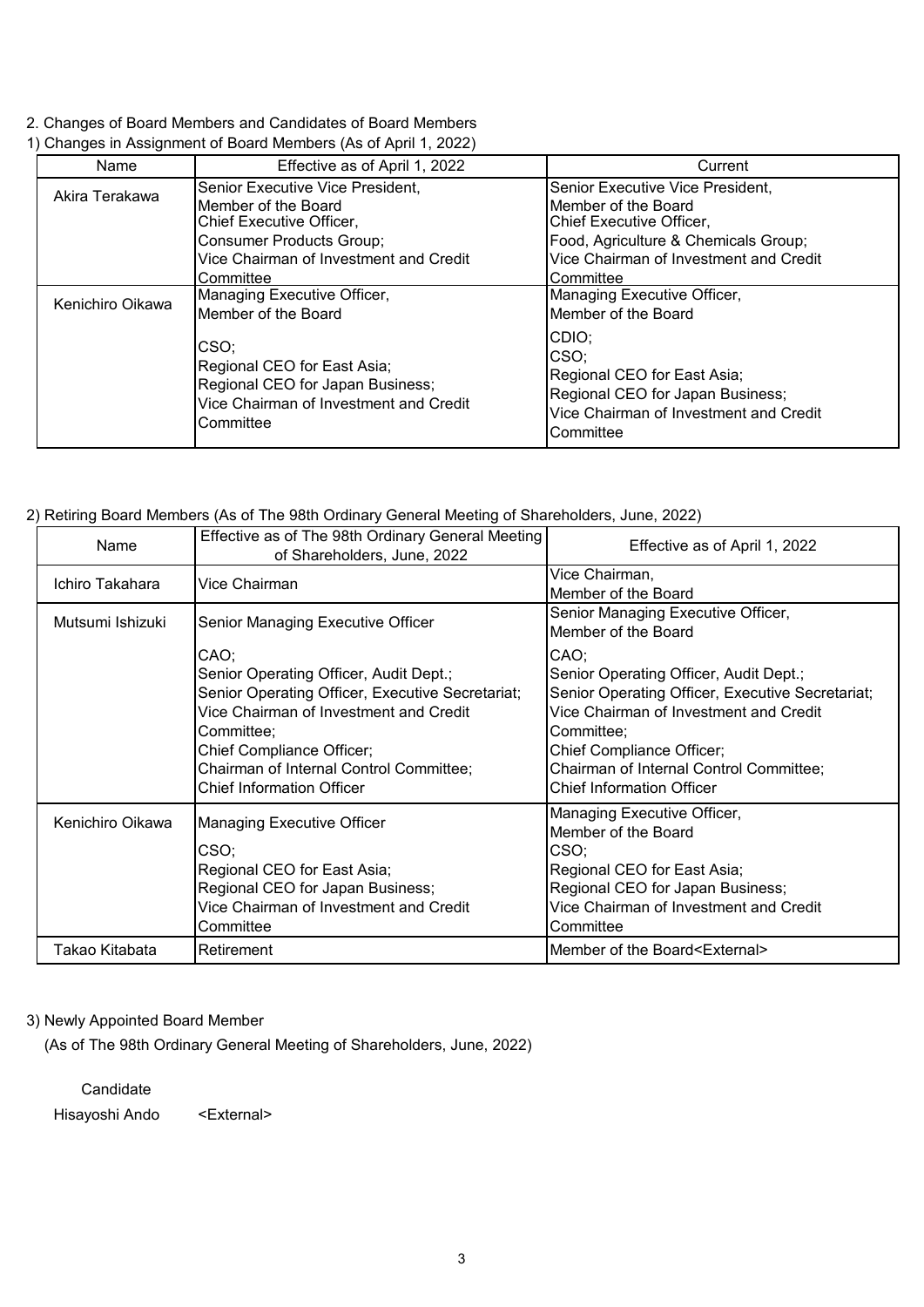2. Changes of Board Members and Candidates of Board Members

1) Changes in Assignment of Board Members (As of April 1, 2022)

| Name | Effective as of April 1, 2022 | Current |
|---|---|---|
| Akira Terakawa | Senior Executive Vice President,<br>Member of the Board<br>Chief Executive Officer,<br>Consumer Products Group;<br>Vice Chairman of Investment and Credit Committee | Senior Executive Vice President,<br>Member of the Board<br>Chief Executive Officer,<br>Food, Agriculture & Chemicals Group;<br>Vice Chairman of Investment and Credit Committee |
| Kenichiro Oikawa | Managing Executive Officer,<br>Member of the Board<br><br>CSO;<br>Regional CEO for East Asia;<br>Regional CEO for Japan Business;<br>Vice Chairman of Investment and Credit Committee | Managing Executive Officer,<br>Member of the Board<br><br>CDIO;<br>CSO;<br>Regional CEO for East Asia;<br>Regional CEO for Japan Business;<br>Vice Chairman of Investment and Credit Committee |

2) Retiring Board Members (As of The 98th Ordinary General Meeting of Shareholders, June, 2022)

| Name | Effective as of The 98th Ordinary General Meeting of Shareholders, June, 2022 | Effective as of April 1, 2022 |
|---|---|---|
| Ichiro Takahara | Vice Chairman | Vice Chairman,<br>Member of the Board |
| Mutsumi Ishizuki | Senior Managing Executive Officer<br><br>CAO;<br>Senior Operating Officer, Audit Dept.;<br>Senior Operating Officer, Executive Secretariat;<br>Vice Chairman of Investment and Credit Committee;<br>Chief Compliance Officer;<br>Chairman of Internal Control Committee;<br>Chief Information Officer | Senior Managing Executive Officer,<br>Member of the Board<br><br>CAO;<br>Senior Operating Officer, Audit Dept.;<br>Senior Operating Officer, Executive Secretariat;<br>Vice Chairman of Investment and Credit Committee;<br>Chief Compliance Officer;<br>Chairman of Internal Control Committee;<br>Chief Information Officer |
| Kenichiro Oikawa | Managing Executive Officer<br><br>CSO;<br>Regional CEO for East Asia;<br>Regional CEO for Japan Business;<br>Vice Chairman of Investment and Credit Committee | Managing Executive Officer,<br>Member of the Board<br>CSO;<br>Regional CEO for East Asia;<br>Regional CEO for Japan Business;<br>Vice Chairman of Investment and Credit Committee |
| Takao Kitabata | Retirement | Member of the Board<External> |

3) Newly Appointed Board Member

(As of The 98th Ordinary General Meeting of Shareholders, June, 2022)

Candidate

Hisayoshi Ando <External>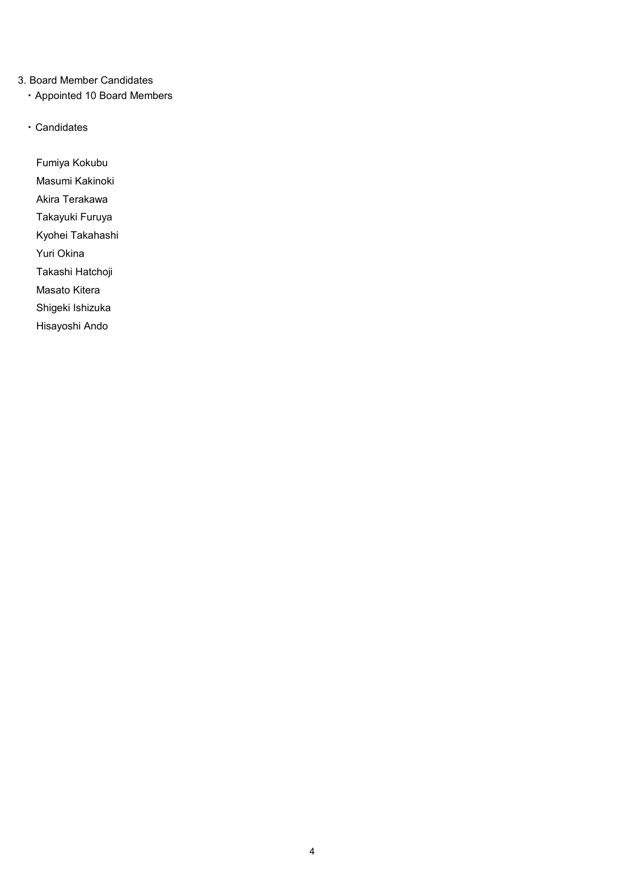3. Board Member Candidates

・Appointed 10 Board Members

・Candidates

Fumiya Kokubu
Masumi Kakinoki
Akira Terakawa
Takayuki Furuya
Kyohei Takahashi
Yuri Okina
Takashi Hatchoji
Masato Kitera
Shigeki Ishizuka
Hisayoshi Ando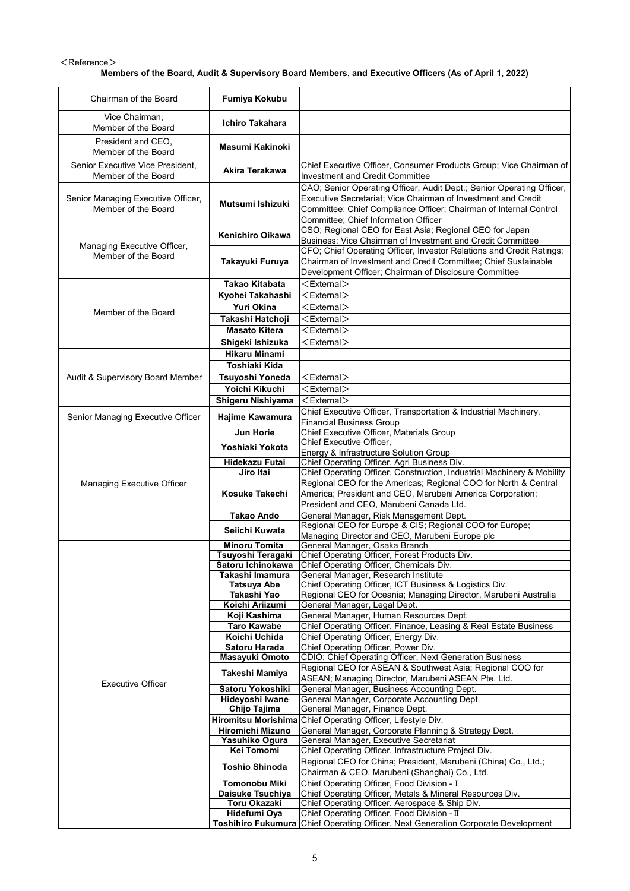＜Reference＞

**Members of the Board, Audit & Supervisory Board Members, and Executive Officers (As of April 1, 2022)**

| | | |
|---|---|---|
| Chairman of the Board | **Fumiya Kokubu** | |
| Vice Chairman, Member of the Board | **Ichiro Takahara** | |
| President and CEO, Member of the Board | **Masumi Kakinoki** | |
| Senior Executive Vice President, Member of the Board | **Akira Terakawa** | Chief Executive Officer, Consumer Products Group; Vice Chairman of Investment and Credit Committee |
| Senior Managing Executive Officer, Member of the Board | **Mutsumi Ishizuki** | CAO; Senior Operating Officer, Audit Dept.; Senior Operating Officer, Executive Secretariat; Vice Chairman of Investment and Credit Committee; Chief Compliance Officer; Chairman of Internal Control Committee; Chief Information Officer |
| Managing Executive Officer, Member of the Board | **Kenichiro Oikawa** | CSO; Regional CEO for East Asia; Regional CEO for Japan Business; Vice Chairman of Investment and Credit Committee |
| | **Takayuki Furuya** | CFO; Chief Operating Officer, Investor Relations and Credit Ratings; Chairman of Investment and Credit Committee; Chief Sustainable Development Officer; Chairman of Disclosure Committee |
| Member of the Board | **Takao Kitabata** | ＜External＞ |
| | **Kyohei Takahashi** | ＜External＞ |
| | **Yuri Okina** | ＜External＞ |
| | **Takashi Hatchoji** | ＜External＞ |
| | **Masato Kitera** | ＜External＞ |
| | **Shigeki Ishizuka** | ＜External＞ |
| Audit & Supervisory Board Member | **Hikaru Minami** | |
| | **Toshiaki Kida** | |
| | **Tsuyoshi Yoneda** | ＜External＞ |
| | **Yoichi Kikuchi** | ＜External＞ |
| | **Shigeru Nishiyama** | ＜External＞ |
| Senior Managing Executive Officer | **Hajime Kawamura** | Chief Executive Officer, Transportation & Industrial Machinery, Financial Business Group |
| Managing Executive Officer | **Jun Horie** | Chief Executive Officer, Materials Group |
| | **Yoshiaki Yokota** | Chief Executive Officer, Energy & Infrastructure Solution Group |
| | **Hidekazu Futai** | Chief Operating Officer, Agri Business Div. |
| | **Jiro Itai** | Chief Operating Officer, Construction, Industrial Machinery & Mobility |
| | **Kosuke Takechi** | Regional CEO for the Americas; Regional COO for North & Central America; President and CEO, Marubeni America Corporation; President and CEO, Marubeni Canada Ltd. |
| | **Takao Ando** | General Manager, Risk Management Dept. |
| | **Seiichi Kuwata** | Regional CEO for Europe & CIS; Regional COO for Europe; Managing Director and CEO, Marubeni Europe plc |
| Executive Officer | **Minoru Tomita** | General Manager, Osaka Branch |
| | **Tsuyoshi Teragaki** | Chief Operating Officer, Forest Products Div. |
| | **Satoru Ichinokawa** | Chief Operating Officer, Chemicals Div. |
| | **Takashi Imamura** | General Manager, Research Institute |
| | **Tatsuya Abe** | Chief Operating Officer, ICT Business & Logistics Div. |
| | **Takashi Yao** | Regional CEO for Oceania; Managing Director, Marubeni Australia |
| | **Koichi Ariizumi** | General Manager, Legal Dept. |
| | **Koji Kashima** | General Manager, Human Resources Dept. |
| | **Taro Kawabe** | Chief Operating Officer, Finance, Leasing & Real Estate Business |
| | **Koichi Uchida** | Chief Operating Officer, Energy Div. |
| | **Satoru Harada** | Chief Operating Officer, Power Div. |
| | **Masayuki Omoto** | CDIO; Chief Operating Officer, Next Generation Business |
| | **Takeshi Mamiya** | Regional CEO for ASEAN & Southwest Asia; Regional COO for ASEAN; Managing Director, Marubeni ASEAN Pte. Ltd. |
| | **Satoru Yokoshiki** | General Manager, Business Accounting Dept. |
| | **Hideyoshi Iwane** | General Manager, Corporate Accounting Dept. |
| | **Chijo Tajima** | General Manager, Finance Dept. |
| | **Hiromitsu Morishima** | Chief Operating Officer, Lifestyle Div. |
| | **Hiromichi Mizuno** | General Manager, Corporate Planning & Strategy Dept. |
| | **Yasuhiko Ogura** | General Manager, Executive Secretariat |
| | **Kei Tomomi** | Chief Operating Officer, Infrastructure Project Div. |
| | **Toshio Shinoda** | Regional CEO for China; President, Marubeni (China) Co., Ltd.; Chairman & CEO, Marubeni (Shanghai) Co., Ltd. |
| | **Tomonobu Miki** | Chief Operating Officer, Food Division - Ⅰ |
| | **Daisuke Tsuchiya** | Chief Operating Officer, Metals & Mineral Resources Div. |
| | **Toru Okazaki** | Chief Operating Officer, Aerospace & Ship Div. |
| | **Hidefumi Oya** | Chief Operating Officer, Food Division - Ⅱ |
| | **Toshihiro Fukumura** | Chief Operating Officer, Next Generation Corporate Development |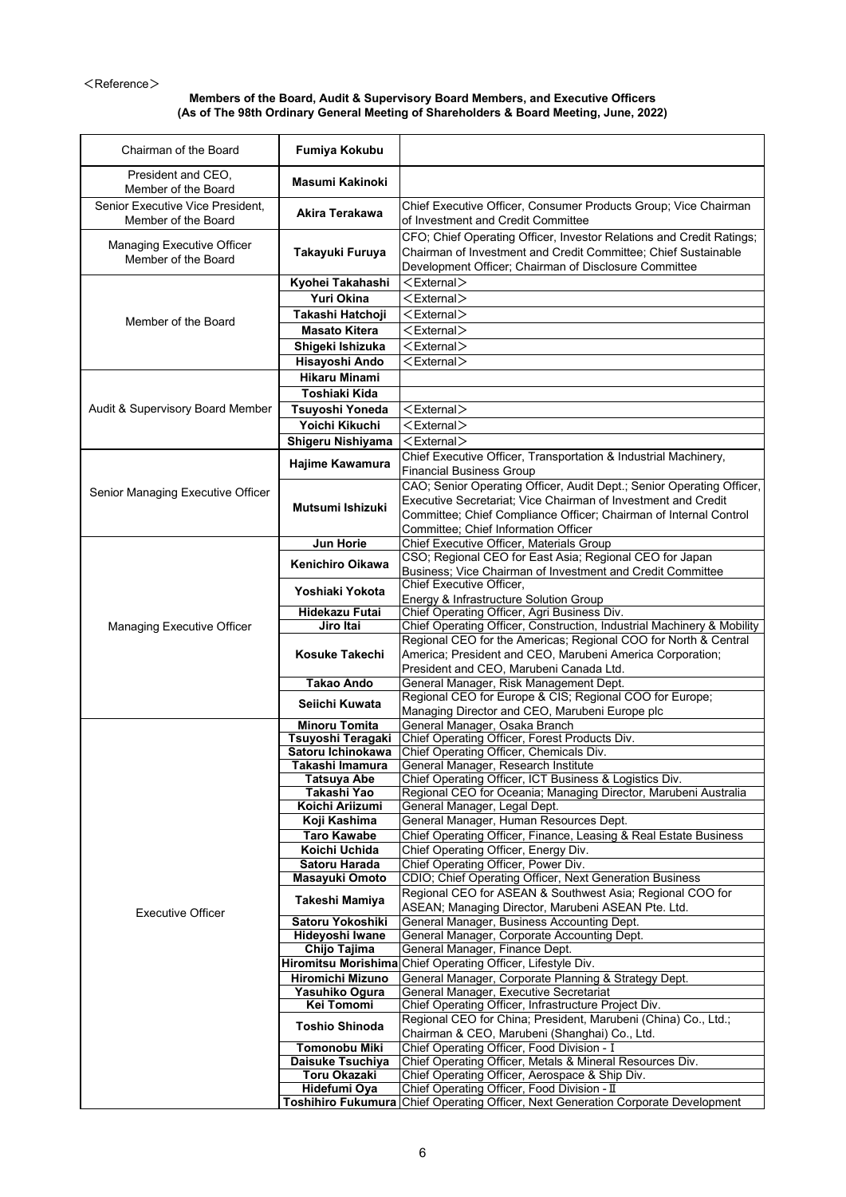＜Reference＞

**Members of the Board, Audit & Supervisory Board Members, and Executive Officers**
**(As of The 98th Ordinary General Meeting of Shareholders & Board Meeting, June, 2022)**

| Position | Name | Responsibilities |
|---|---|---|
| Chairman of the Board | **Fumiya Kokubu** | |
| President and CEO, Member of the Board | **Masumi Kakinoki** | |
| Senior Executive Vice President, Member of the Board | **Akira Terakawa** | Chief Executive Officer, Consumer Products Group; Vice Chairman of Investment and Credit Committee |
| Managing Executive Officer Member of the Board | **Takayuki Furuya** | CFO; Chief Operating Officer, Investor Relations and Credit Ratings; Chairman of Investment and Credit Committee; Chief Sustainable Development Officer; Chairman of Disclosure Committee |
| Member of the Board | **Kyohei Takahashi** | ＜External＞ |
| | **Yuri Okina** | ＜External＞ |
| | **Takashi Hatchoji** | ＜External＞ |
| | **Masato Kitera** | ＜External＞ |
| | **Shigeki Ishizuka** | ＜External＞ |
| | **Hisayoshi Ando** | ＜External＞ |
| Audit & Supervisory Board Member | **Hikaru Minami** | |
| | **Toshiaki Kida** | |
| | **Tsuyoshi Yoneda** | ＜External＞ |
| | **Yoichi Kikuchi** | ＜External＞ |
| | **Shigeru Nishiyama** | ＜External＞ |
| Senior Managing Executive Officer | **Hajime Kawamura** | Chief Executive Officer, Transportation & Industrial Machinery, Financial Business Group |
| | **Mutsumi Ishizuki** | CAO; Senior Operating Officer, Audit Dept.; Senior Operating Officer, Executive Secretariat; Vice Chairman of Investment and Credit Committee; Chief Compliance Officer; Chairman of Internal Control Committee; Chief Information Officer |
| Managing Executive Officer | **Jun Horie** | Chief Executive Officer, Materials Group |
| | **Kenichiro Oikawa** | CSO; Regional CEO for East Asia; Regional CEO for Japan Business; Vice Chairman of Investment and Credit Committee |
| | **Yoshiaki Yokota** | Chief Executive Officer, Energy & Infrastructure Solution Group |
| | **Hidekazu Futai** | Chief Operating Officer, Agri Business Div. |
| | **Jiro Itai** | Chief Operating Officer, Construction, Industrial Machinery & Mobility |
| | **Kosuke Takechi** | Regional CEO for the Americas; Regional COO for North & Central America; President and CEO, Marubeni America Corporation; President and CEO, Marubeni Canada Ltd. |
| | **Takao Ando** | General Manager, Risk Management Dept. |
| | **Seiichi Kuwata** | Regional CEO for Europe & CIS; Regional COO for Europe; Managing Director and CEO, Marubeni Europe plc |
| Executive Officer | **Minoru Tomita** | General Manager, Osaka Branch |
| | **Tsuyoshi Teragaki** | Chief Operating Officer, Forest Products Div. |
| | **Satoru Ichinokawa** | Chief Operating Officer, Chemicals Div. |
| | **Takashi Imamura** | General Manager, Research Institute |
| | **Tatsuya Abe** | Chief Operating Officer, ICT Business & Logistics Div. |
| | **Takashi Yao** | Regional CEO for Oceania; Managing Director, Marubeni Australia |
| | **Koichi Ariizumi** | General Manager, Legal Dept. |
| | **Koji Kashima** | General Manager, Human Resources Dept. |
| | **Taro Kawabe** | Chief Operating Officer, Finance, Leasing & Real Estate Business |
| | **Koichi Uchida** | Chief Operating Officer, Energy Div. |
| | **Satoru Harada** | Chief Operating Officer, Power Div. |
| | **Masayuki Omoto** | CDIO; Chief Operating Officer, Next Generation Business |
| | **Takeshi Mamiya** | Regional CEO for ASEAN & Southwest Asia; Regional COO for ASEAN; Managing Director, Marubeni ASEAN Pte. Ltd. |
| | **Satoru Yokoshiki** | General Manager, Business Accounting Dept. |
| | **Hideyoshi Iwane** | General Manager, Corporate Accounting Dept. |
| | **Chijo Tajima** | General Manager, Finance Dept. |
| | **Hiromitsu Morishima** | Chief Operating Officer, Lifestyle Div. |
| | **Hiromichi Mizuno** | General Manager, Corporate Planning & Strategy Dept. |
| | **Yasuhiko Ogura** | General Manager, Executive Secretariat |
| | **Kei Tomomi** | Chief Operating Officer, Infrastructure Project Div. |
| | **Toshio Shinoda** | Regional CEO for China; President, Marubeni (China) Co., Ltd.; Chairman & CEO, Marubeni (Shanghai) Co., Ltd. |
| | **Tomonobu Miki** | Chief Operating Officer, Food Division - Ⅰ |
| | **Daisuke Tsuchiya** | Chief Operating Officer, Metals & Mineral Resources Div. |
| | **Toru Okazaki** | Chief Operating Officer, Aerospace & Ship Div. |
| | **Hidefumi Oya** | Chief Operating Officer, Food Division - Ⅱ |
| | **Toshihiro Fukumura** | Chief Operating Officer, Next Generation Corporate Development |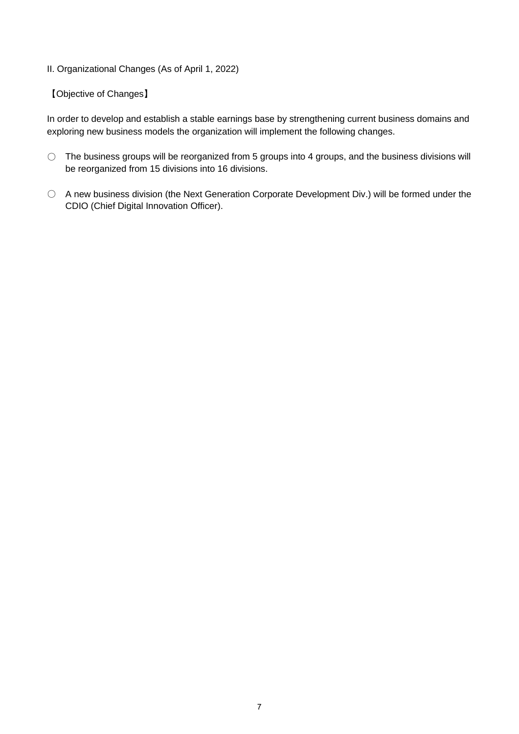## II. Organizational Changes (As of April 1, 2022)

【Objective of Changes】

In order to develop and establish a stable earnings base by strengthening current business domains and exploring new business models the organization will implement the following changes.

○ The business groups will be reorganized from 5 groups into 4 groups, and the business divisions will be reorganized from 15 divisions into 16 divisions.

○ A new business division (the Next Generation Corporate Development Div.) will be formed under the CDIO (Chief Digital Innovation Officer).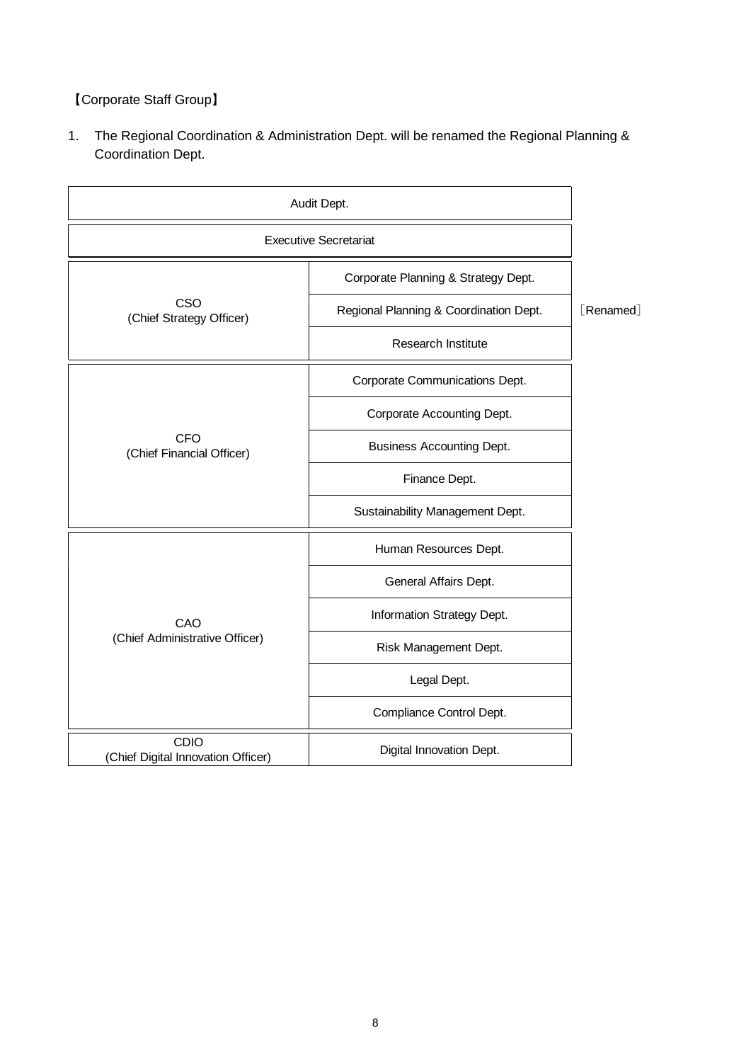【Corporate Staff Group】

1. The Regional Coordination & Administration Dept. will be renamed the Regional Planning & Coordination Dept.

| Officer | Department | |
|---|---|---|
| Audit Dept. | | |
| Executive Secretariat | | |
| CSO (Chief Strategy Officer) | Corporate Planning & Strategy Dept. | |
| | Regional Planning & Coordination Dept. | 〔Renamed〕 |
| | Research Institute | |
| CFO (Chief Financial Officer) | Corporate Communications Dept. | |
| | Corporate Accounting Dept. | |
| | Business Accounting Dept. | |
| | Finance Dept. | |
| | Sustainability Management Dept. | |
| CAO (Chief Administrative Officer) | Human Resources Dept. | |
| | General Affairs Dept. | |
| | Information Strategy Dept. | |
| | Risk Management Dept. | |
| | Legal Dept. | |
| | Compliance Control Dept. | |
| CDIO (Chief Digital Innovation Officer) | Digital Innovation Dept. | |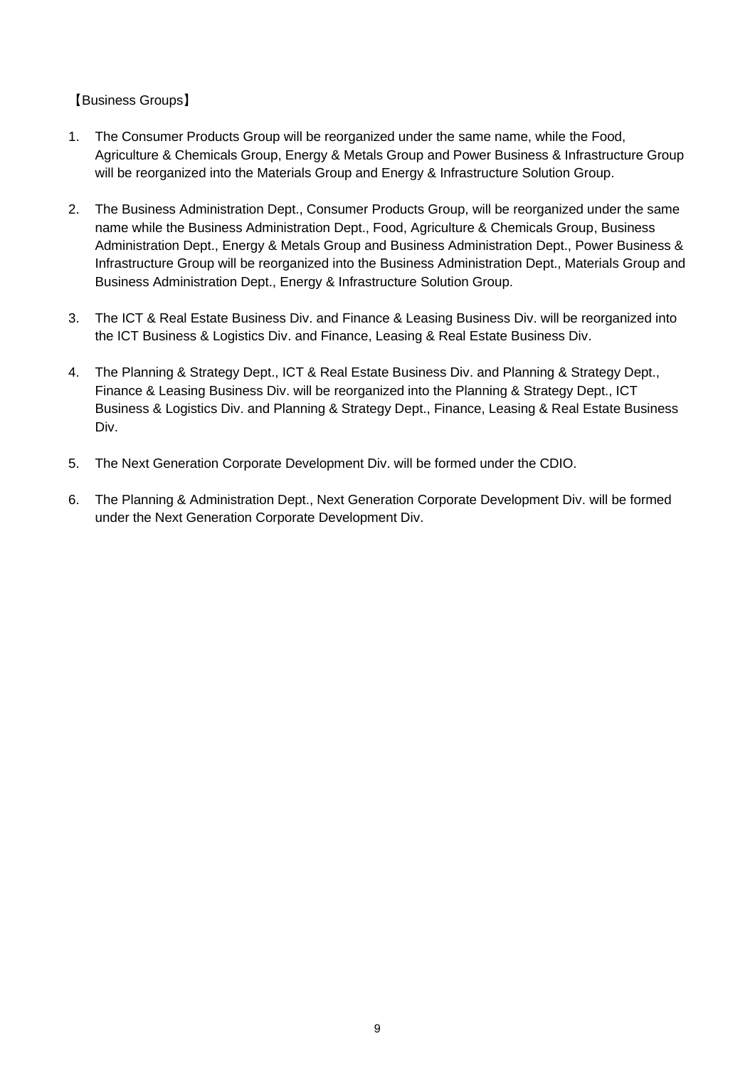【Business Groups】

1. The Consumer Products Group will be reorganized under the same name, while the Food, Agriculture & Chemicals Group, Energy & Metals Group and Power Business & Infrastructure Group will be reorganized into the Materials Group and Energy & Infrastructure Solution Group.

2. The Business Administration Dept., Consumer Products Group, will be reorganized under the same name while the Business Administration Dept., Food, Agriculture & Chemicals Group, Business Administration Dept., Energy & Metals Group and Business Administration Dept., Power Business & Infrastructure Group will be reorganized into the Business Administration Dept., Materials Group and Business Administration Dept., Energy & Infrastructure Solution Group.

3. The ICT & Real Estate Business Div. and Finance & Leasing Business Div. will be reorganized into the ICT Business & Logistics Div. and Finance, Leasing & Real Estate Business Div.

4. The Planning & Strategy Dept., ICT & Real Estate Business Div. and Planning & Strategy Dept., Finance & Leasing Business Div. will be reorganized into the Planning & Strategy Dept., ICT Business & Logistics Div. and Planning & Strategy Dept., Finance, Leasing & Real Estate Business Div.

5. The Next Generation Corporate Development Div. will be formed under the CDIO.

6. The Planning & Administration Dept., Next Generation Corporate Development Div. will be formed under the Next Generation Corporate Development Div.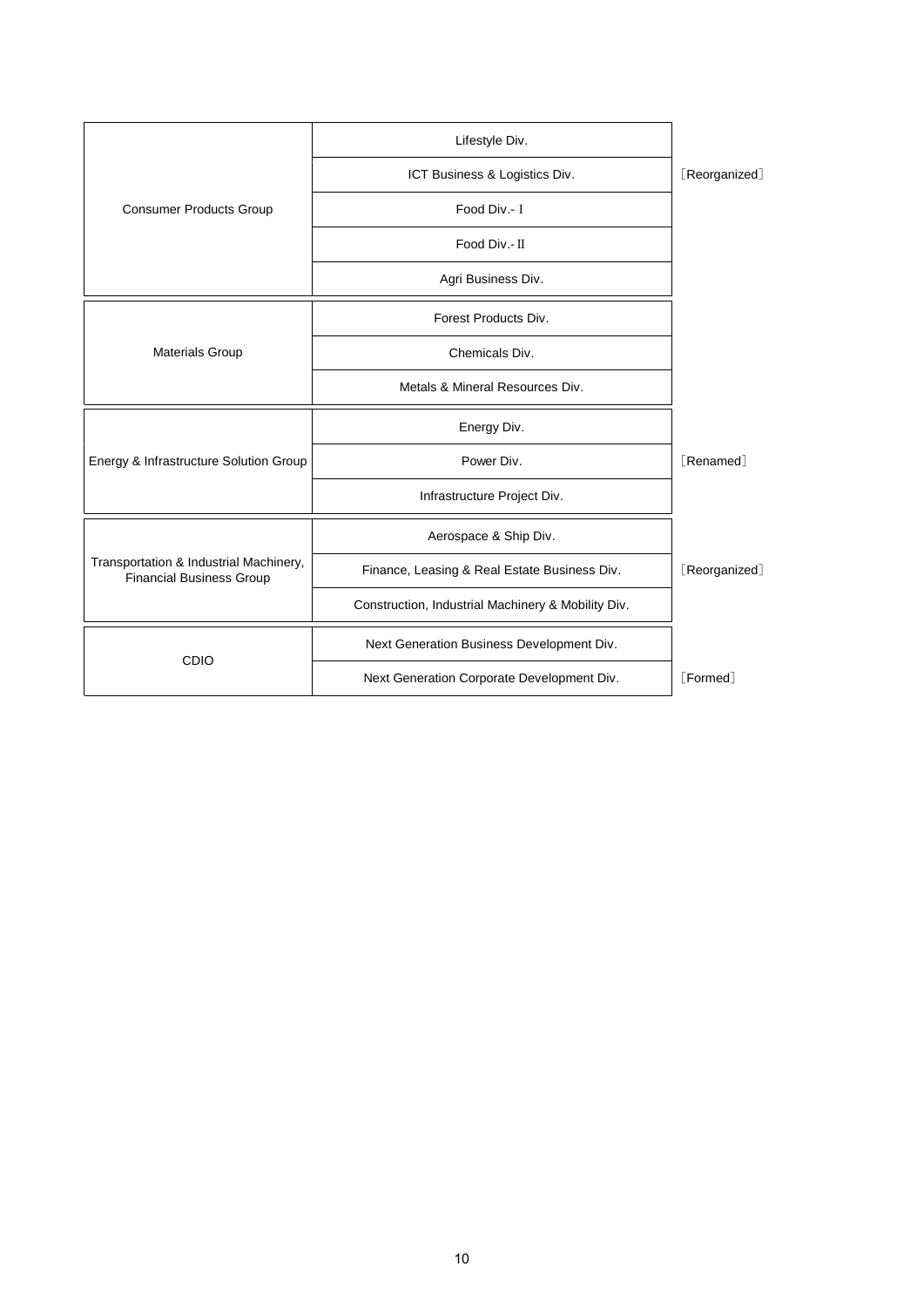| Group | Division | Note |
|---|---|---|
| Consumer Products Group | Lifestyle Div. | |
| | ICT Business & Logistics Div. | 〔Reorganized〕 |
| | Food Div.-Ⅰ | |
| | Food Div.-Ⅱ | |
| | Agri Business Div. | |
| Materials Group | Forest Products Div. | |
| | Chemicals Div. | |
| | Metals & Mineral Resources Div. | |
| Energy & Infrastructure Solution Group | Energy Div. | |
| | Power Div. | 〔Renamed〕 |
| | Infrastructure Project Div. | |
| Transportation & Industrial Machinery, Financial Business Group | Aerospace & Ship Div. | |
| | Finance, Leasing & Real Estate Business Div. | 〔Reorganized〕 |
| | Construction, Industrial Machinery & Mobility Div. | |
| CDIO | Next Generation Business Development Div. | |
| | Next Generation Corporate Development Div. | 〔Formed〕 |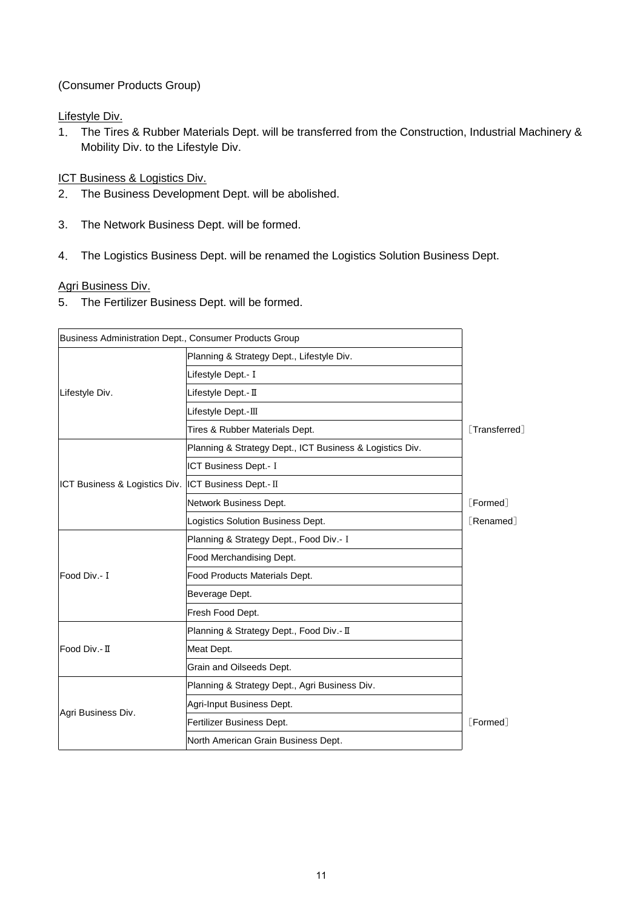(Consumer Products Group)

Lifestyle Div.

1. The Tires & Rubber Materials Dept. will be transferred from the Construction, Industrial Machinery & Mobility Div. to the Lifestyle Div.

ICT Business & Logistics Div.

2. The Business Development Dept. will be abolished.

3. The Network Business Dept. will be formed.

4. The Logistics Business Dept. will be renamed the Logistics Solution Business Dept.

Agri Business Div.

5. The Fertilizer Business Dept. will be formed.

| Business Administration Dept., Consumer Products Group | | |
|---|---|---|
| Lifestyle Div. | Planning & Strategy Dept., Lifestyle Div. | |
| | Lifestyle Dept.-Ⅰ | |
| | Lifestyle Dept.-Ⅱ | |
| | Lifestyle Dept.-Ⅲ | |
| | Tires & Rubber Materials Dept. | ［Transferred］ |
| ICT Business & Logistics Div. | Planning & Strategy Dept., ICT Business & Logistics Div. | |
| | ICT Business Dept.-Ⅰ | |
| | ICT Business Dept.-Ⅱ | |
| | Network Business Dept. | ［Formed］ |
| | Logistics Solution Business Dept. | ［Renamed］ |
| Food Div.-Ⅰ | Planning & Strategy Dept., Food Div.-Ⅰ | |
| | Food Merchandising Dept. | |
| | Food Products Materials Dept. | |
| | Beverage Dept. | |
| | Fresh Food Dept. | |
| Food Div.-Ⅱ | Planning & Strategy Dept., Food Div.-Ⅱ | |
| | Meat Dept. | |
| | Grain and Oilseeds Dept. | |
| Agri Business Div. | Planning & Strategy Dept., Agri Business Div. | |
| | Agri-Input Business Dept. | |
| | Fertilizer Business Dept. | ［Formed］ |
| | North American Grain Business Dept. | |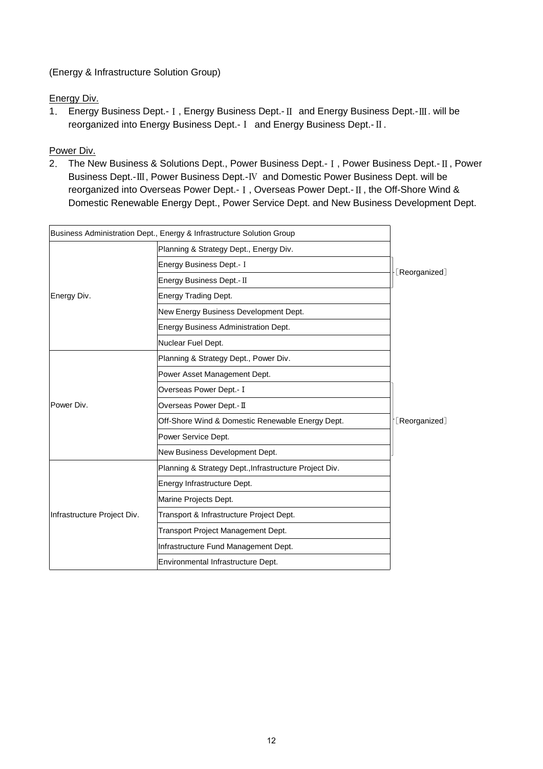(Energy & Infrastructure Solution Group)

Energy Div.

1. Energy Business Dept.-Ⅰ, Energy Business Dept.-Ⅱ and Energy Business Dept.-Ⅲ. will be reorganized into Energy Business Dept.-Ⅰ and Energy Business Dept.-Ⅱ.

Power Div.

2. The New Business & Solutions Dept., Power Business Dept.-Ⅰ, Power Business Dept.-Ⅱ, Power Business Dept.-Ⅲ, Power Business Dept.-Ⅳ and Domestic Power Business Dept. will be reorganized into Overseas Power Dept.-Ⅰ, Overseas Power Dept.-Ⅱ, the Off-Shore Wind & Domestic Renewable Energy Dept., Power Service Dept. and New Business Development Dept.

| Business Administration Dept., Energy & Infrastructure Solution Group | | |
|---|---|---|
| Energy Div. | Planning & Strategy Dept., Energy Div. | |
| | Energy Business Dept.-Ⅰ | 〔Reorganized〕 |
| | Energy Business Dept.-Ⅱ | 〔Reorganized〕 |
| | Energy Trading Dept. | |
| | New Energy Business Development Dept. | |
| | Energy Business Administration Dept. | |
| | Nuclear Fuel Dept. | |
| Power Div. | Planning & Strategy Dept., Power Div. | |
| | Power Asset Management Dept. | |
| | Overseas Power Dept.-Ⅰ | 〔Reorganized〕 |
| | Overseas Power Dept.-Ⅱ | 〔Reorganized〕 |
| | Off-Shore Wind & Domestic Renewable Energy Dept. | 〔Reorganized〕 |
| | Power Service Dept. | 〔Reorganized〕 |
| | New Business Development Dept. | 〔Reorganized〕 |
| Infrastructure Project Div. | Planning & Strategy Dept.,Infrastructure Project Div. | |
| | Energy Infrastructure Dept. | |
| | Marine Projects Dept. | |
| | Transport & Infrastructure Project Dept. | |
| | Transport Project Management Dept. | |
| | Infrastructure Fund Management Dept. | |
| | Environmental Infrastructure Dept. | |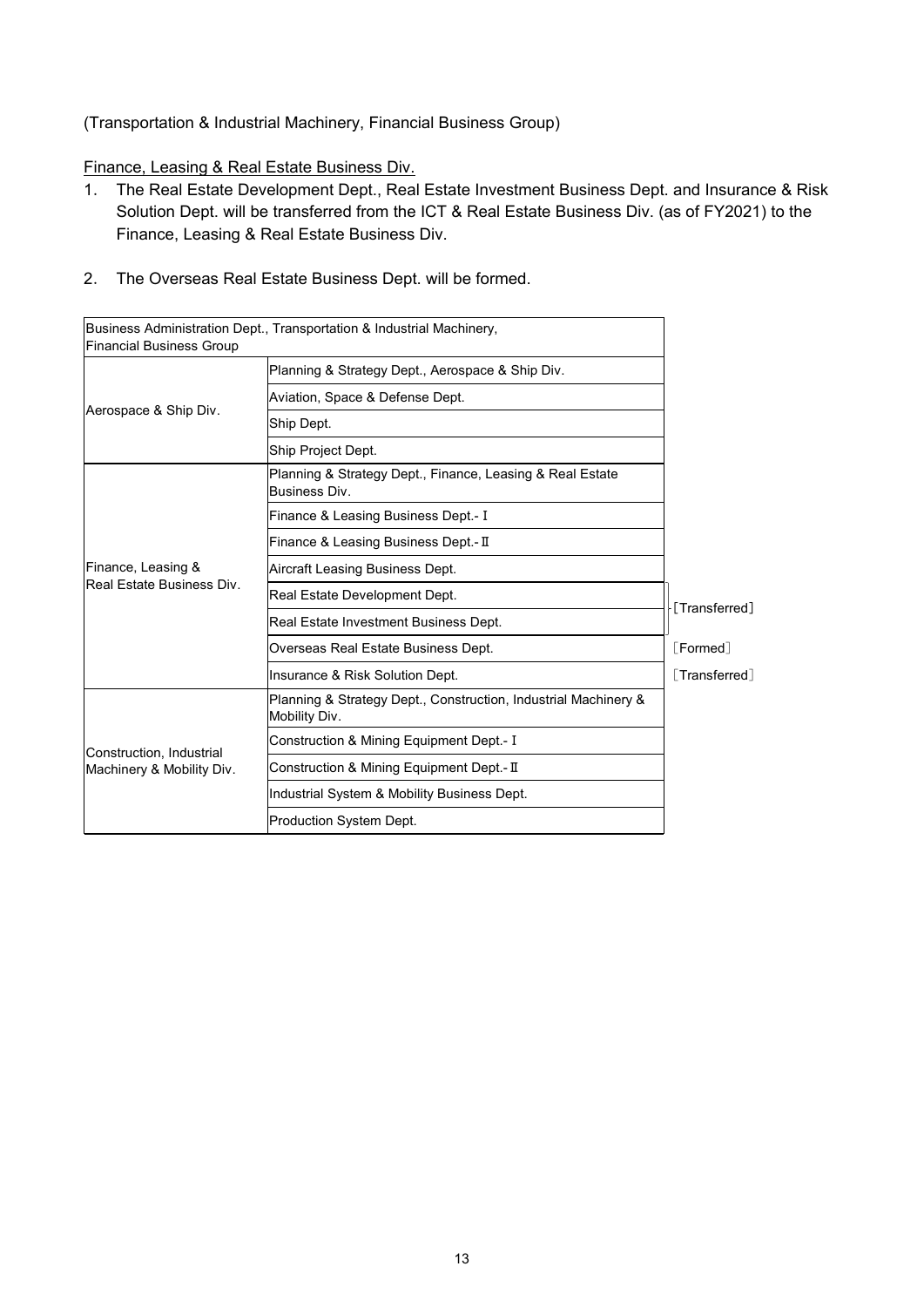(Transportation & Industrial Machinery, Financial Business Group)

<u>Finance, Leasing & Real Estate Business Div.</u>

1. The Real Estate Development Dept., Real Estate Investment Business Dept. and Insurance & Risk Solution Dept. will be transferred from the ICT & Real Estate Business Div. (as of FY2021) to the Finance, Leasing & Real Estate Business Div.

2. The Overseas Real Estate Business Dept. will be formed.

| Business Administration Dept., Transportation & Industrial Machinery, Financial Business Group | | |
|---|---|---|
| Aerospace & Ship Div. | Planning & Strategy Dept., Aerospace & Ship Div. | |
| | Aviation, Space & Defense Dept. | |
| | Ship Dept. | |
| | Ship Project Dept. | |
| Finance, Leasing & Real Estate Business Div. | Planning & Strategy Dept., Finance, Leasing & Real Estate Business Div. | |
| | Finance & Leasing Business Dept.- Ⅰ | |
| | Finance & Leasing Business Dept.- Ⅱ | |
| | Aircraft Leasing Business Dept. | |
| | Real Estate Development Dept. | ［Transferred］ |
| | Real Estate Investment Business Dept. | ［Transferred］ |
| | Overseas Real Estate Business Dept. | ［Formed］ |
| | Insurance & Risk Solution Dept. | ［Transferred］ |
| Construction, Industrial Machinery & Mobility Div. | Planning & Strategy Dept., Construction, Industrial Machinery & Mobility Div. | |
| | Construction & Mining Equipment Dept.- Ⅰ | |
| | Construction & Mining Equipment Dept.- Ⅱ | |
| | Industrial System & Mobility Business Dept. | |
| | Production System Dept. | |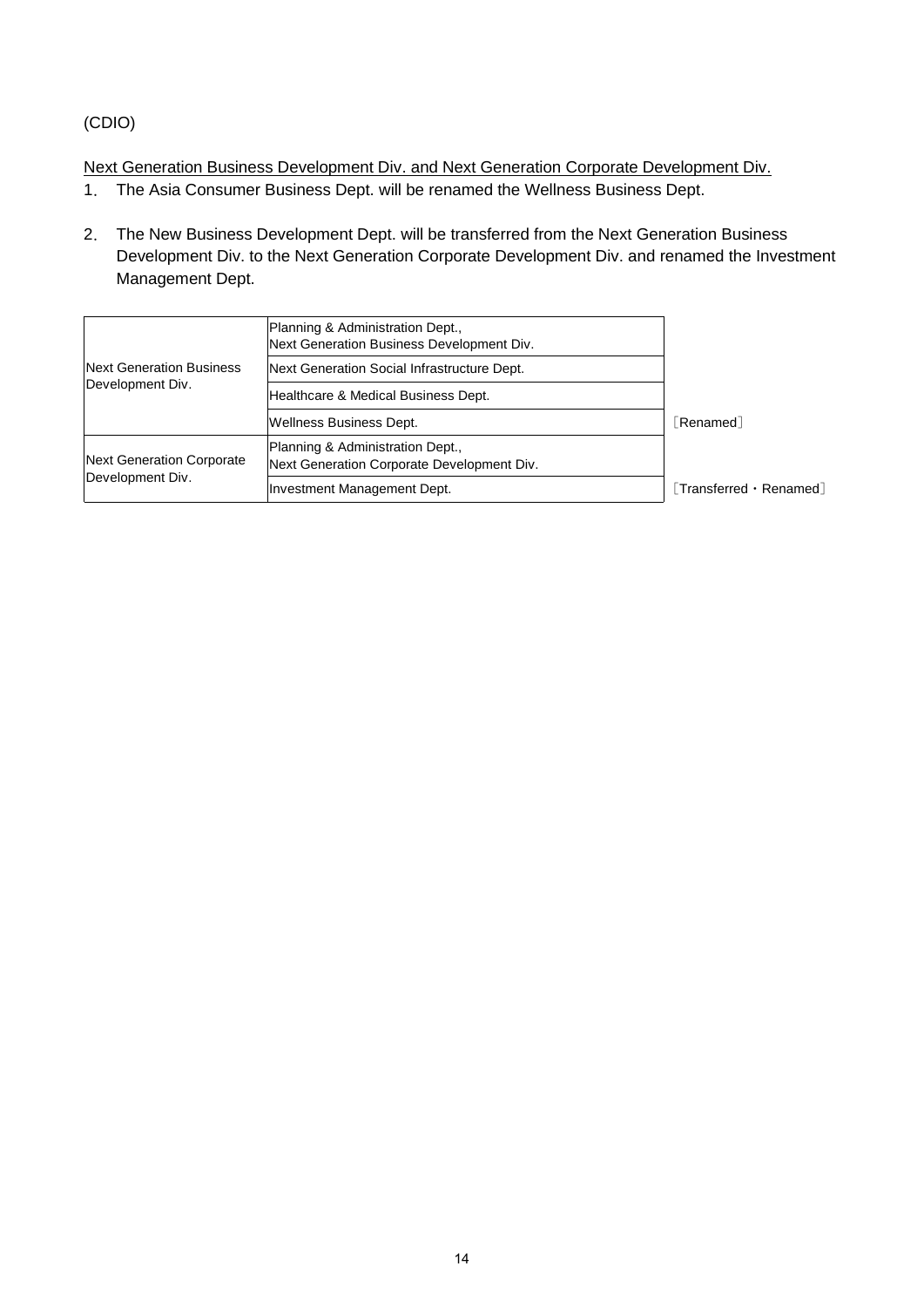(CDIO)

Next Generation Business Development Div. and Next Generation Corporate Development Div.

1. The Asia Consumer Business Dept. will be renamed the Wellness Business Dept.

2. The New Business Development Dept. will be transferred from the Next Generation Business Development Div. to the Next Generation Corporate Development Div. and renamed the Investment Management Dept.

| | | |
|---|---|---|
| Next Generation Business Development Div. | Planning & Administration Dept., Next Generation Business Development Div. | |
| | Next Generation Social Infrastructure Dept. | |
| | Healthcare & Medical Business Dept. | |
| | Wellness Business Dept. | ［Renamed］ |
| Next Generation Corporate Development Div. | Planning & Administration Dept., Next Generation Corporate Development Div. | |
| | Investment Management Dept. | ［Transferred・Renamed］ |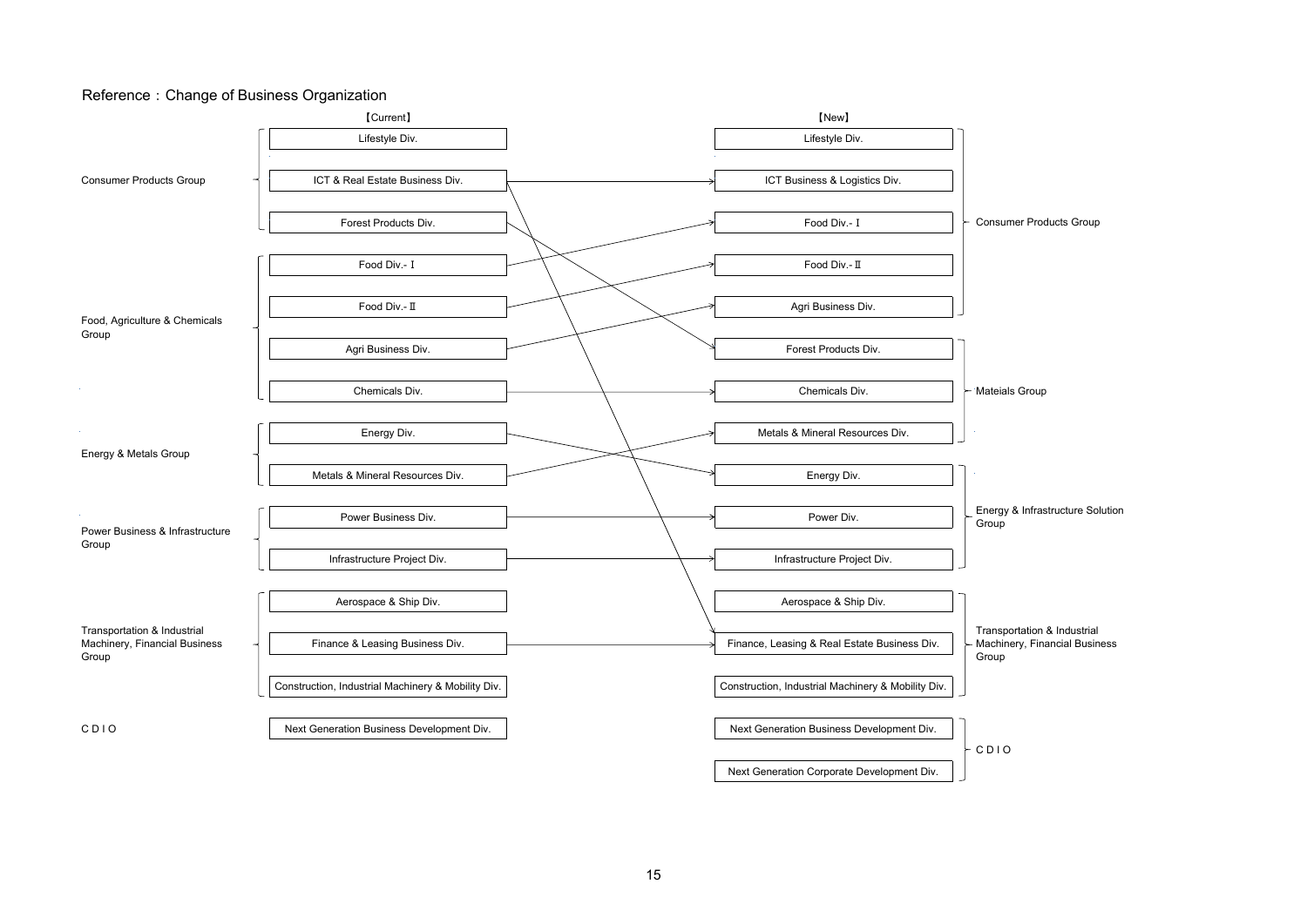## Reference：Change of Business Organization

**【Current】**

| Group | Division |
|---|---|
| Consumer Products Group | Lifestyle Div. |
| | ICT & Real Estate Business Div. |
| | Forest Products Div. |
| Food, Agriculture & Chemicals Group | Food Div.- Ⅰ |
| | Food Div.- Ⅱ |
| | Agri Business Div. |
| | Chemicals Div. |
| Energy & Metals Group | Energy Div. |
| | Metals & Mineral Resources Div. |
| Power Business & Infrastructure Group | Power Business Div. |
| | Infrastructure Project Div. |
| Transportation & Industrial Machinery, Financial Business Group | Aerospace & Ship Div. |
| | Finance & Leasing Business Div. |
| | Construction, Industrial Machinery & Mobility Div. |
| C D I O | Next Generation Business Development Div. |

**【New】**

| Division | Group |
|---|---|
| Lifestyle Div. | Consumer Products Group |
| ICT Business & Logistics Div. | |
| Food Div.- Ⅰ | |
| Food Div.- Ⅱ | |
| Agri Business Div. | |
| Forest Products Div. | Mateials Group |
| Chemicals Div. | |
| Metals & Mineral Resources Div. | |
| Energy Div. | Energy & Infrastructure Solution Group |
| Power Div. | |
| Infrastructure Project Div. | |
| Aerospace & Ship Div. | Transportation & Industrial Machinery, Financial Business Group |
| Finance, Leasing & Real Estate Business Div. | |
| Construction, Industrial Machinery & Mobility Div. | |
| Next Generation Business Development Div. | C D I O |
| Next Generation Corporate Development Div. | |

**Changes (Current → New)**

- ICT & Real Estate Business Div. → ICT Business & Logistics Div.
- ICT & Real Estate Business Div. → Finance, Leasing & Real Estate Business Div.
- Forest Products Div. → Forest Products Div.
- Food Div.- Ⅰ → Food Div.- Ⅰ
- Food Div.- Ⅱ → Food Div.- Ⅱ
- Agri Business Div. → Agri Business Div.
- Chemicals Div. → Chemicals Div.
- Energy Div. → Energy Div.
- Metals & Mineral Resources Div. → Metals & Mineral Resources Div.
- Power Business Div. → Power Div.
- Infrastructure Project Div. → Infrastructure Project Div.
- Finance & Leasing Business Div. → Finance, Leasing & Real Estate Business Div.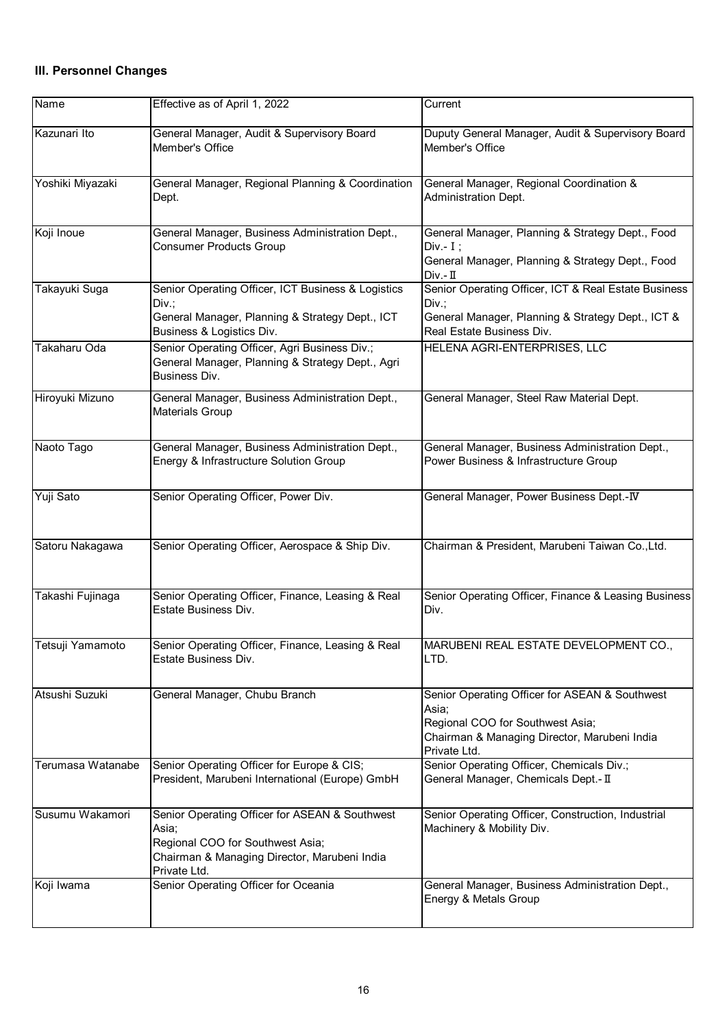### III. Personnel Changes

| Name | Effective as of April 1, 2022 | Current |
|---|---|---|
| Kazunari Ito | General Manager, Audit & Supervisory Board Member's Office | Duputy General Manager, Audit & Supervisory Board Member's Office |
| Yoshiki Miyazaki | General Manager, Regional Planning & Coordination Dept. | General Manager, Regional Coordination & Administration Dept. |
| Koji Inoue | General Manager, Business Administration Dept., Consumer Products Group | General Manager, Planning & Strategy Dept., Food Div.-Ⅰ; General Manager, Planning & Strategy Dept., Food Div.-Ⅱ |
| Takayuki Suga | Senior Operating Officer, ICT Business & Logistics Div.; General Manager, Planning & Strategy Dept., ICT Business & Logistics Div. | Senior Operating Officer, ICT & Real Estate Business Div.; General Manager, Planning & Strategy Dept., ICT & Real Estate Business Div. |
| Takaharu Oda | Senior Operating Officer, Agri Business Div.; General Manager, Planning & Strategy Dept., Agri Business Div. | HELENA AGRI-ENTERPRISES, LLC |
| Hiroyuki Mizuno | General Manager, Business Administration Dept., Materials Group | General Manager, Steel Raw Material Dept. |
| Naoto Tago | General Manager, Business Administration Dept., Energy & Infrastructure Solution Group | General Manager, Business Administration Dept., Power Business & Infrastructure Group |
| Yuji Sato | Senior Operating Officer, Power Div. | General Manager, Power Business Dept.-Ⅳ |
| Satoru Nakagawa | Senior Operating Officer, Aerospace & Ship Div. | Chairman & President, Marubeni Taiwan Co.,Ltd. |
| Takashi Fujinaga | Senior Operating Officer, Finance, Leasing & Real Estate Business Div. | Senior Operating Officer, Finance & Leasing Business Div. |
| Tetsuji Yamamoto | Senior Operating Officer, Finance, Leasing & Real Estate Business Div. | MARUBENI REAL ESTATE DEVELOPMENT CO., LTD. |
| Atsushi Suzuki | General Manager, Chubu Branch | Senior Operating Officer for ASEAN & Southwest Asia; Regional COO for Southwest Asia; Chairman & Managing Director, Marubeni India Private Ltd. |
| Terumasa Watanabe | Senior Operating Officer for Europe & CIS; President, Marubeni International (Europe) GmbH | Senior Operating Officer, Chemicals Div.; General Manager, Chemicals Dept.-Ⅱ |
| Susumu Wakamori | Senior Operating Officer for ASEAN & Southwest Asia; Regional COO for Southwest Asia; Chairman & Managing Director, Marubeni India Private Ltd. | Senior Operating Officer, Construction, Industrial Machinery & Mobility Div. |
| Koji Iwama | Senior Operating Officer for Oceania | General Manager, Business Administration Dept., Energy & Metals Group |